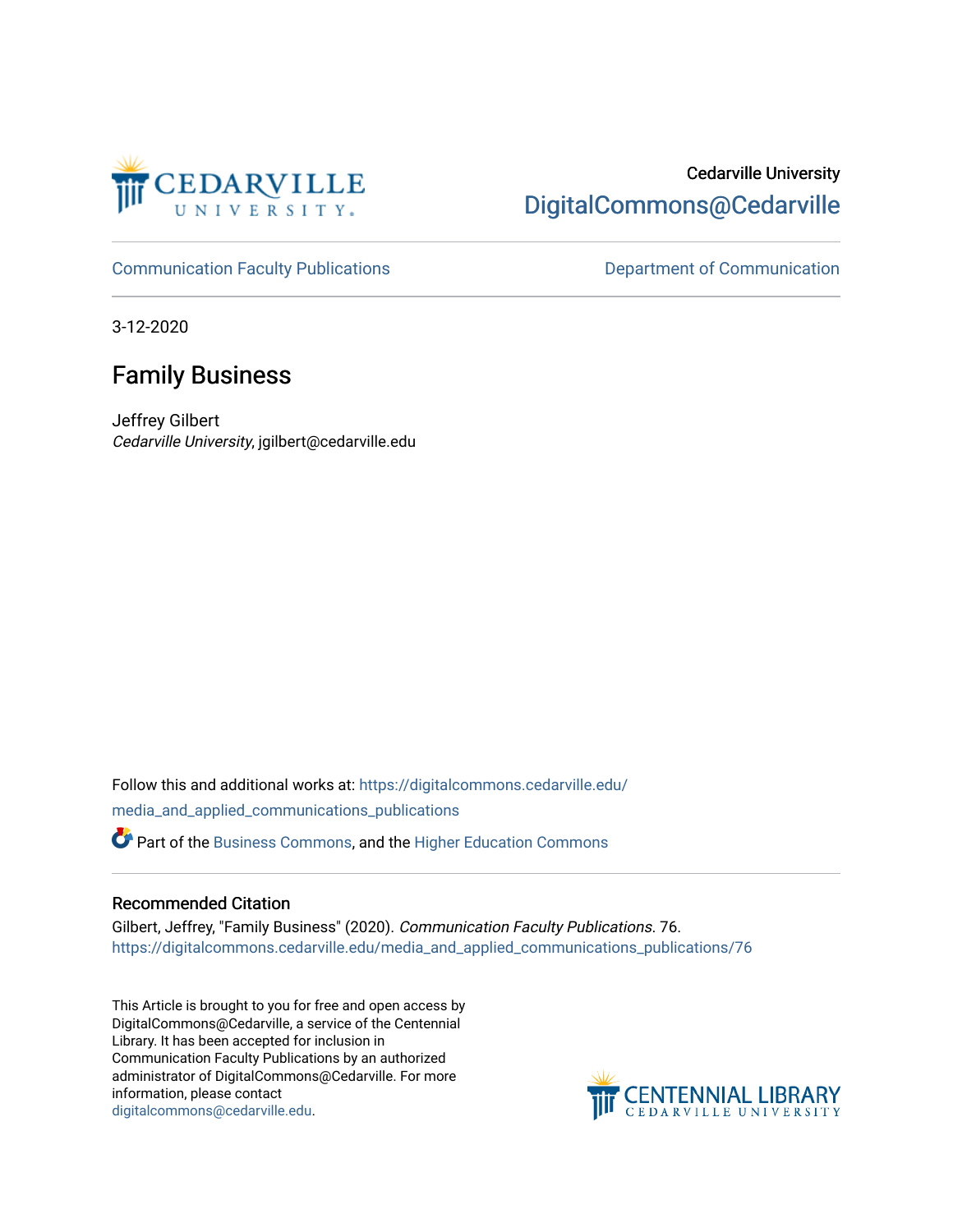Cedarville University

DigitalCommons@Cedarville

Communication Faculty Publications

Department of Communication

3-12-2020

# Family Business

Jeffrey Gilbert
*Cedarville University*, jgilbert@cedarville.edu

Follow this and additional works at: https://digitalcommons.cedarville.edu/media_and_applied_communications_publications

Part of the Business Commons, and the Higher Education Commons

## Recommended Citation

Gilbert, Jeffrey, "Family Business" (2020). *Communication Faculty Publications*. 76.
https://digitalcommons.cedarville.edu/media_and_applied_communications_publications/76

This Article is brought to you for free and open access by DigitalCommons@Cedarville, a service of the Centennial Library. It has been accepted for inclusion in Communication Faculty Publications by an authorized administrator of DigitalCommons@Cedarville. For more information, please contact digitalcommons@cedarville.edu.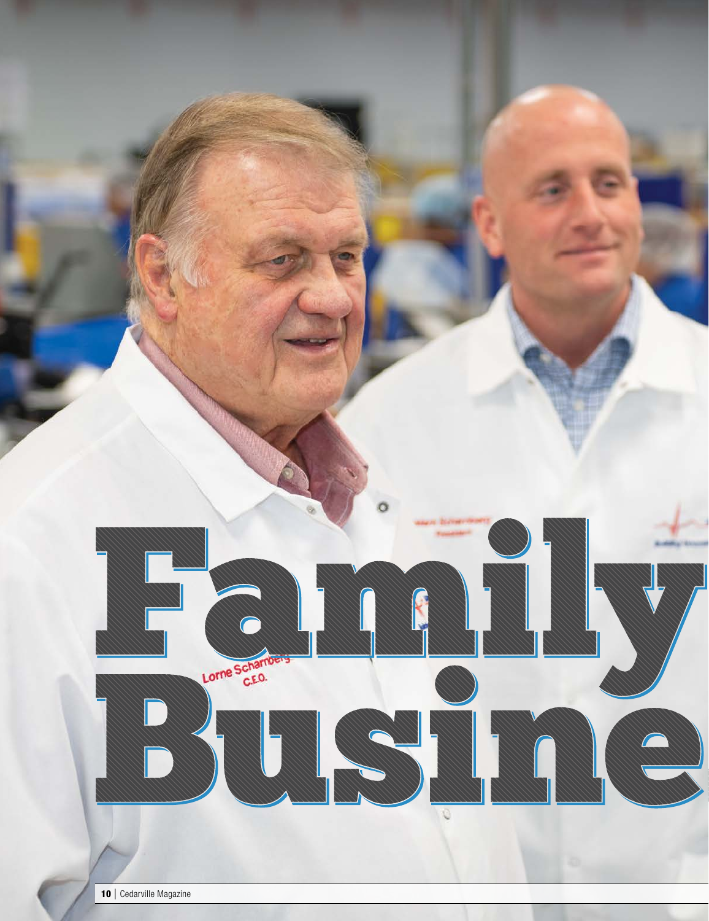# Family Busine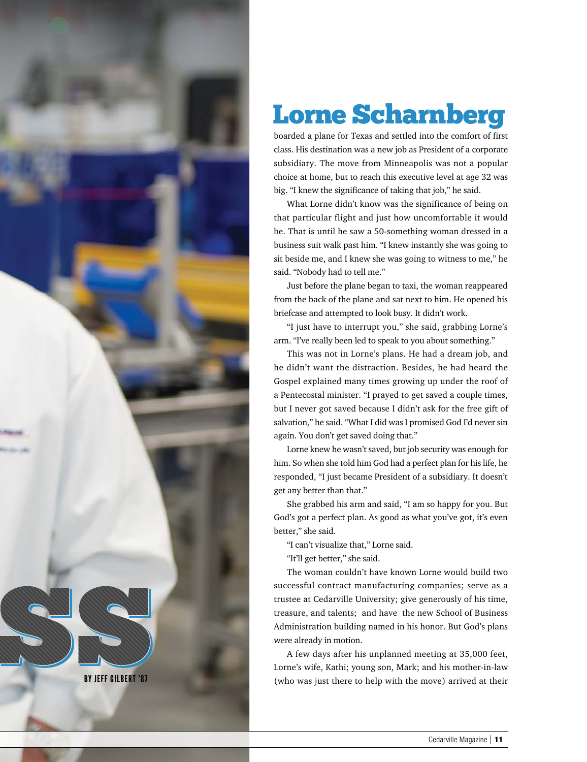SS

BY JEFF GILBERT '87

# Lorne Scharnberg

boarded a plane for Texas and settled into the comfort of first class. His destination was a new job as President of a corporate subsidiary. The move from Minneapolis was not a popular choice at home, but to reach this executive level at age 32 was big. "I knew the significance of taking that job," he said.

What Lorne didn't know was the significance of being on that particular flight and just how uncomfortable it would be. That is until he saw a 50-something woman dressed in a business suit walk past him. "I knew instantly she was going to sit beside me, and I knew she was going to witness to me," he said. "Nobody had to tell me."

Just before the plane began to taxi, the woman reappeared from the back of the plane and sat next to him. He opened his briefcase and attempted to look busy. It didn't work.

"I just have to interrupt you," she said, grabbing Lorne's arm. "I've really been led to speak to you about something."

This was not in Lorne's plans. He had a dream job, and he didn't want the distraction. Besides, he had heard the Gospel explained many times growing up under the roof of a Pentecostal minister. "I prayed to get saved a couple times, but I never got saved because I didn't ask for the free gift of salvation," he said. "What I did was I promised God I'd never sin again. You don't get saved doing that."

Lorne knew he wasn't saved, but job security was enough for him. So when she told him God had a perfect plan for his life, he responded, "I just became President of a subsidiary. It doesn't get any better than that."

She grabbed his arm and said, "I am so happy for you. But God's got a perfect plan. As good as what you've got, it's even better," she said.

"I can't visualize that," Lorne said.

"It'll get better," she said.

The woman couldn't have known Lorne would build two successful contract manufacturing companies; serve as a trustee at Cedarville University; give generously of his time, treasure, and talents; and have the new School of Business Administration building named in his honor. But God's plans were already in motion.

A few days after his unplanned meeting at 35,000 feet, Lorne's wife, Kathi; young son, Mark; and his mother-in-law (who was just there to help with the move) arrived at their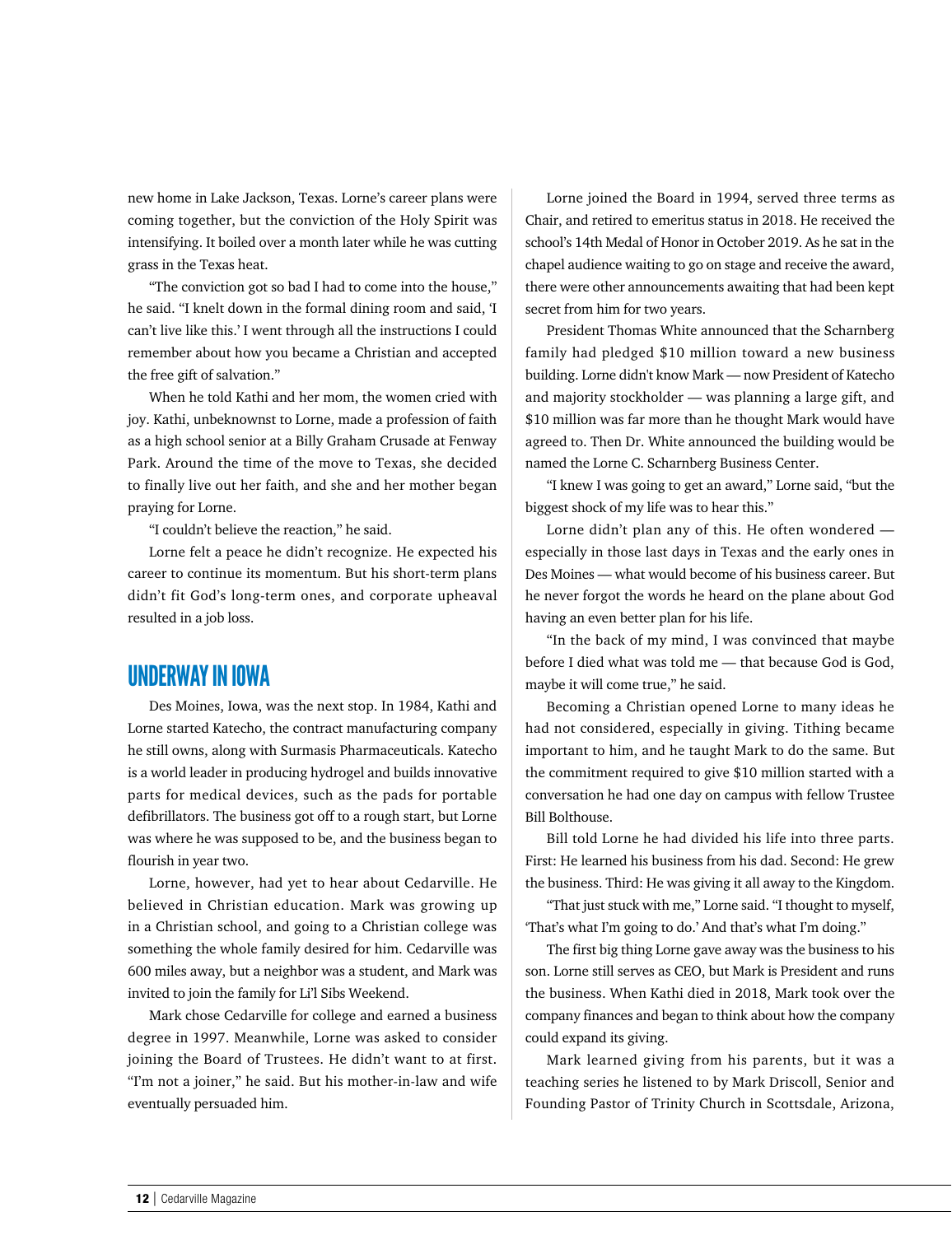new home in Lake Jackson, Texas. Lorne's career plans were coming together, but the conviction of the Holy Spirit was intensifying. It boiled over a month later while he was cutting grass in the Texas heat.

"The conviction got so bad I had to come into the house," he said. "I knelt down in the formal dining room and said, 'I can't live like this.' I went through all the instructions I could remember about how you became a Christian and accepted the free gift of salvation."

When he told Kathi and her mom, the women cried with joy. Kathi, unbeknownst to Lorne, made a profession of faith as a high school senior at a Billy Graham Crusade at Fenway Park. Around the time of the move to Texas, she decided to finally live out her faith, and she and her mother began praying for Lorne.

"I couldn't believe the reaction," he said.

Lorne felt a peace he didn't recognize. He expected his career to continue its momentum. But his short-term plans didn't fit God's long-term ones, and corporate upheaval resulted in a job loss.

## UNDERWAY IN IOWA

Des Moines, Iowa, was the next stop. In 1984, Kathi and Lorne started Katecho, the contract manufacturing company he still owns, along with Surmasis Pharmaceuticals. Katecho is a world leader in producing hydrogel and builds innovative parts for medical devices, such as the pads for portable defibrillators. The business got off to a rough start, but Lorne was where he was supposed to be, and the business began to flourish in year two.

Lorne, however, had yet to hear about Cedarville. He believed in Christian education. Mark was growing up in a Christian school, and going to a Christian college was something the whole family desired for him. Cedarville was 600 miles away, but a neighbor was a student, and Mark was invited to join the family for Li'l Sibs Weekend.

Mark chose Cedarville for college and earned a business degree in 1997. Meanwhile, Lorne was asked to consider joining the Board of Trustees. He didn't want to at first. "I'm not a joiner," he said. But his mother-in-law and wife eventually persuaded him.

Lorne joined the Board in 1994, served three terms as Chair, and retired to emeritus status in 2018. He received the school's 14th Medal of Honor in October 2019. As he sat in the chapel audience waiting to go on stage and receive the award, there were other announcements awaiting that had been kept secret from him for two years.

President Thomas White announced that the Scharnberg family had pledged $10 million toward a new business building. Lorne didn't know Mark — now President of Katecho and majority stockholder — was planning a large gift, and $10 million was far more than he thought Mark would have agreed to. Then Dr. White announced the building would be named the Lorne C. Scharnberg Business Center.

"I knew I was going to get an award," Lorne said, "but the biggest shock of my life was to hear this."

Lorne didn't plan any of this. He often wondered — especially in those last days in Texas and the early ones in Des Moines — what would become of his business career. But he never forgot the words he heard on the plane about God having an even better plan for his life.

"In the back of my mind, I was convinced that maybe before I died what was told me — that because God is God, maybe it will come true," he said.

Becoming a Christian opened Lorne to many ideas he had not considered, especially in giving. Tithing became important to him, and he taught Mark to do the same. But the commitment required to give $10 million started with a conversation he had one day on campus with fellow Trustee Bill Bolthouse.

Bill told Lorne he had divided his life into three parts. First: He learned his business from his dad. Second: He grew the business. Third: He was giving it all away to the Kingdom.

"That just stuck with me," Lorne said. "I thought to myself, 'That's what I'm going to do.' And that's what I'm doing."

The first big thing Lorne gave away was the business to his son. Lorne still serves as CEO, but Mark is President and runs the business. When Kathi died in 2018, Mark took over the company finances and began to think about how the company could expand its giving.

Mark learned giving from his parents, but it was a teaching series he listened to by Mark Driscoll, Senior and Founding Pastor of Trinity Church in Scottsdale, Arizona,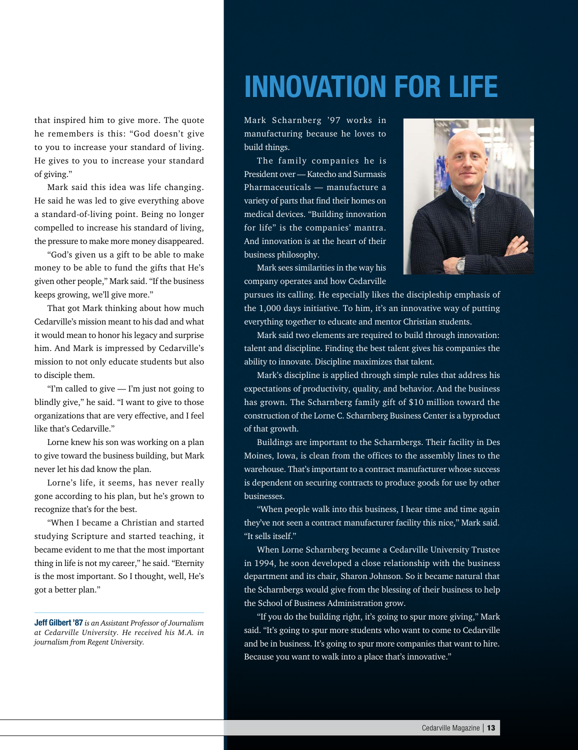that inspired him to give more. The quote he remembers is this: "God doesn't give to you to increase your standard of living. He gives to you to increase your standard of giving."

Mark said this idea was life changing. He said he was led to give everything above a standard-of-living point. Being no longer compelled to increase his standard of living, the pressure to make more money disappeared.

"God's given us a gift to be able to make money to be able to fund the gifts that He's given other people," Mark said. "If the business keeps growing, we'll give more."

That got Mark thinking about how much Cedarville's mission meant to his dad and what it would mean to honor his legacy and surprise him. And Mark is impressed by Cedarville's mission to not only educate students but also to disciple them.

"I'm called to give — I'm just not going to blindly give," he said. "I want to give to those organizations that are very effective, and I feel like that's Cedarville."

Lorne knew his son was working on a plan to give toward the business building, but Mark never let his dad know the plan.

Lorne's life, it seems, has never really gone according to his plan, but he's grown to recognize that's for the best.

"When I became a Christian and started studying Scripture and started teaching, it became evident to me that the most important thing in life is not my career," he said. "Eternity is the most important. So I thought, well, He's got a better plan."

---

**Jeff Gilbert '87** *is an Assistant Professor of Journalism at Cedarville University. He received his M.A. in journalism from Regent University.*

# INNOVATION FOR LIFE

Mark Scharnberg '97 works in manufacturing because he loves to build things.

The family companies he is President over — Katecho and Surmasis Pharmaceuticals — manufacture a variety of parts that find their homes on medical devices. "Building innovation for life" is the companies' mantra. And innovation is at the heart of their business philosophy.

Mark sees similarities in the way his company operates and how Cedarville pursues its calling. He especially likes the discipleship emphasis of the 1,000 days initiative. To him, it's an innovative way of putting everything together to educate and mentor Christian students.

Mark said two elements are required to build through innovation: talent and discipline. Finding the best talent gives his companies the ability to innovate. Discipline maximizes that talent.

Mark's discipline is applied through simple rules that address his expectations of productivity, quality, and behavior. And the business has grown. The Scharnberg family gift of $10 million toward the construction of the Lorne C. Scharnberg Business Center is a byproduct of that growth.

Buildings are important to the Scharnbergs. Their facility in Des Moines, Iowa, is clean from the offices to the assembly lines to the warehouse. That's important to a contract manufacturer whose success is dependent on securing contracts to produce goods for use by other businesses.

"When people walk into this business, I hear time and time again they've not seen a contract manufacturer facility this nice," Mark said. "It sells itself."

When Lorne Scharnberg became a Cedarville University Trustee in 1994, he soon developed a close relationship with the business department and its chair, Sharon Johnson. So it became natural that the Scharnbergs would give from the blessing of their business to help the School of Business Administration grow.

"If you do the building right, it's going to spur more giving," Mark said. "It's going to spur more students who want to come to Cedarville and be in business. It's going to spur more companies that want to hire. Because you want to walk into a place that's innovative."